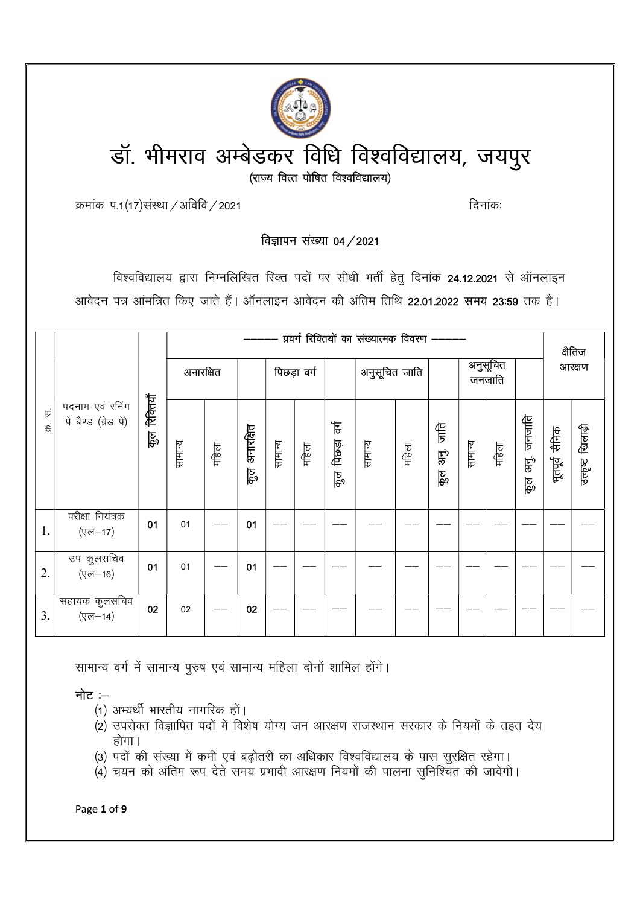# डॉ. भीमराव अम्बेडकर विधि विश्वविद्यालय, जयपुर

(राज्य वित्त पोषित विश्वविद्यालय)

क्रमांक प.1(17)संस्था/अविवि/2021 दिनांकः

**विज्ञापन संख्या 04/2021**

विश्वविद्यालय द्वारा निम्नलिखित रिक्त पदों पर सीधी भर्ती हेतु दिनांक **24.12.2021** से ऑनलाइन आवेदन पत्र आमंत्रित किए जाते हैं। ऑनलाइन आवेदन की अंतिम तिथि **22.01.2022 समय 23:59** तक है।

| क्र. सं. | पदनाम एवं रनिंग पे बैण्ड (ग्रेड पे) | कुल रिक्तियाँ | प्रवर्ग रिक्तियों का संख्यात्मक विवरण | | | | | | | | | | | | क्षैतिज आरक्षण | |
|---|---|---|---|---|---|---|---|---|---|---|---|---|---|---|---|---|
| | | | अनारक्षित | | | पिछड़ा वर्ग | | | अनुसूचित जाति | | | अनुसूचित जनजाति | | | | |
| | | | सामान्य | महिला | कुल अनारक्षित | सामान्य | महिला | कुल पिछड़ा वर्ग | सामान्य | महिला | कुल अनु. जाति | सामान्य | महिला | कुल अनु. जनजाति | भूतपूर्व सैनिक | उत्कृष्ट खिलाड़ी |
| 1. | परीक्षा नियंत्रक (एल–17) | 01 | 01 | — | 01 | — | — | — | — | — | — | — | — | — | — | — |
| 2. | उप कुलसचिव (एल–16) | 01 | 01 | — | 01 | — | — | — | — | — | — | — | — | — | — | — |
| 3. | सहायक कुलसचिव (एल–14) | 02 | 02 | — | 02 | — | — | — | — | — | — | — | — | — | — | — |

सामान्य वर्ग में सामान्य पुरुष एवं सामान्य महिला दोनों शामिल होंगे।

**नोट :–**

(1) अभ्यर्थी भारतीय नागरिक हों।

(2) उपरोक्त विज्ञापित पदों में विशेष योग्य जन आरक्षण राजस्थान सरकार के नियमों के तहत देय होगा।

(3) पदों की संख्या में कमी एवं बढ़ोतरी का अधिकार विश्वविद्यालय के पास सुरक्षित रहेगा।

(4) चयन को अंतिम रूप देते समय प्रभावी आरक्षण नियमों की पालना सुनिश्चित की जावेगी।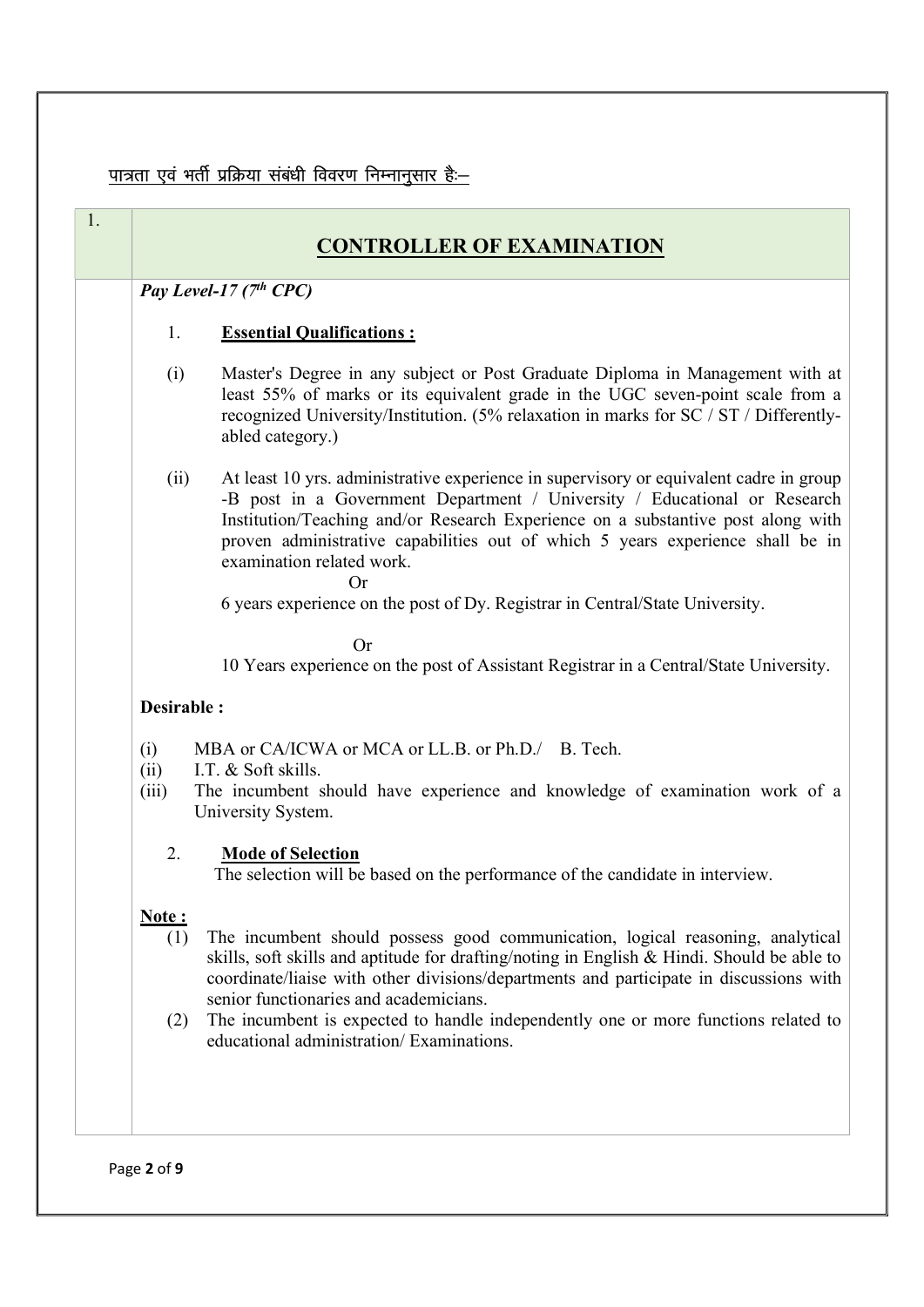<u>पात्रता एवं भर्ती प्रक्रिया संबंधी विवरण निम्नानुसार हैः–</u>

## 1. CONTROLLER OF EXAMINATION

***Pay Level-17 (7th CPC)***

1. **<u>Essential Qualifications :</u>**

(i) Master's Degree in any subject or Post Graduate Diploma in Management with at least 55% of marks or its equivalent grade in the UGC seven-point scale from a recognized University/Institution. (5% relaxation in marks for SC / ST / Differently-abled category.)

(ii) At least 10 yrs. administrative experience in supervisory or equivalent cadre in group -B post in a Government Department / University / Educational or Research Institution/Teaching and/or Research Experience on a substantive post along with proven administrative capabilities out of which 5 years experience shall be in examination related work.

Or

6 years experience on the post of Dy. Registrar in Central/State University.

Or

10 Years experience on the post of Assistant Registrar in a Central/State University.

**Desirable :**

(i) MBA or CA/ICWA or MCA or LL.B. or Ph.D./ B. Tech.
(ii) I.T. & Soft skills.
(iii) The incumbent should have experience and knowledge of examination work of a University System.

2. **<u>Mode of Selection</u>**

The selection will be based on the performance of the candidate in interview.

**<u>Note :</u>**

(1) The incumbent should possess good communication, logical reasoning, analytical skills, soft skills and aptitude for drafting/noting in English & Hindi. Should be able to coordinate/liaise with other divisions/departments and participate in discussions with senior functionaries and academicians.

(2) The incumbent is expected to handle independently one or more functions related to educational administration/ Examinations.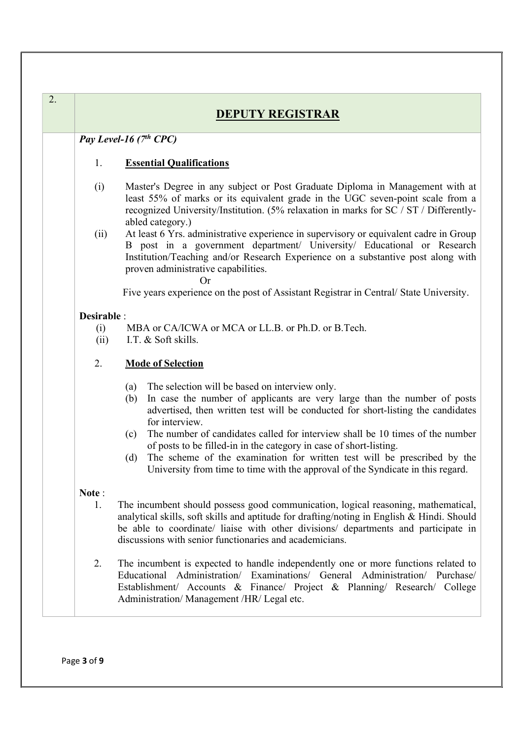2.

## DEPUTY REGISTRAR

***Pay Level-16 (7th CPC)***

1. **Essential Qualifications**

(i) Master's Degree in any subject or Post Graduate Diploma in Management with at least 55% of marks or its equivalent grade in the UGC seven-point scale from a recognized University/Institution. (5% relaxation in marks for SC / ST / Differently-abled category.)

(ii) At least 6 Yrs. administrative experience in supervisory or equivalent cadre in Group B post in a government department/ University/ Educational or Research Institution/Teaching and/or Research Experience on a substantive post along with proven administrative capabilities.

Or

Five years experience on the post of Assistant Registrar in Central/ State University.

**Desirable** :

(i) MBA or CA/ICWA or MCA or LL.B. or Ph.D. or B.Tech.

(ii) I.T. & Soft skills.

2. **Mode of Selection**

(a) The selection will be based on interview only.

(b) In case the number of applicants are very large than the number of posts advertised, then written test will be conducted for short-listing the candidates for interview.

(c) The number of candidates called for interview shall be 10 times of the number of posts to be filled-in in the category in case of short-listing.

(d) The scheme of the examination for written test will be prescribed by the University from time to time with the approval of the Syndicate in this regard.

**Note** :

1. The incumbent should possess good communication, logical reasoning, mathematical, analytical skills, soft skills and aptitude for drafting/noting in English & Hindi. Should be able to coordinate/ liaise with other divisions/ departments and participate in discussions with senior functionaries and academicians.

2. The incumbent is expected to handle independently one or more functions related to Educational Administration/ Examinations/ General Administration/ Purchase/ Establishment/ Accounts & Finance/ Project & Planning/ Research/ College Administration/ Management /HR/ Legal etc.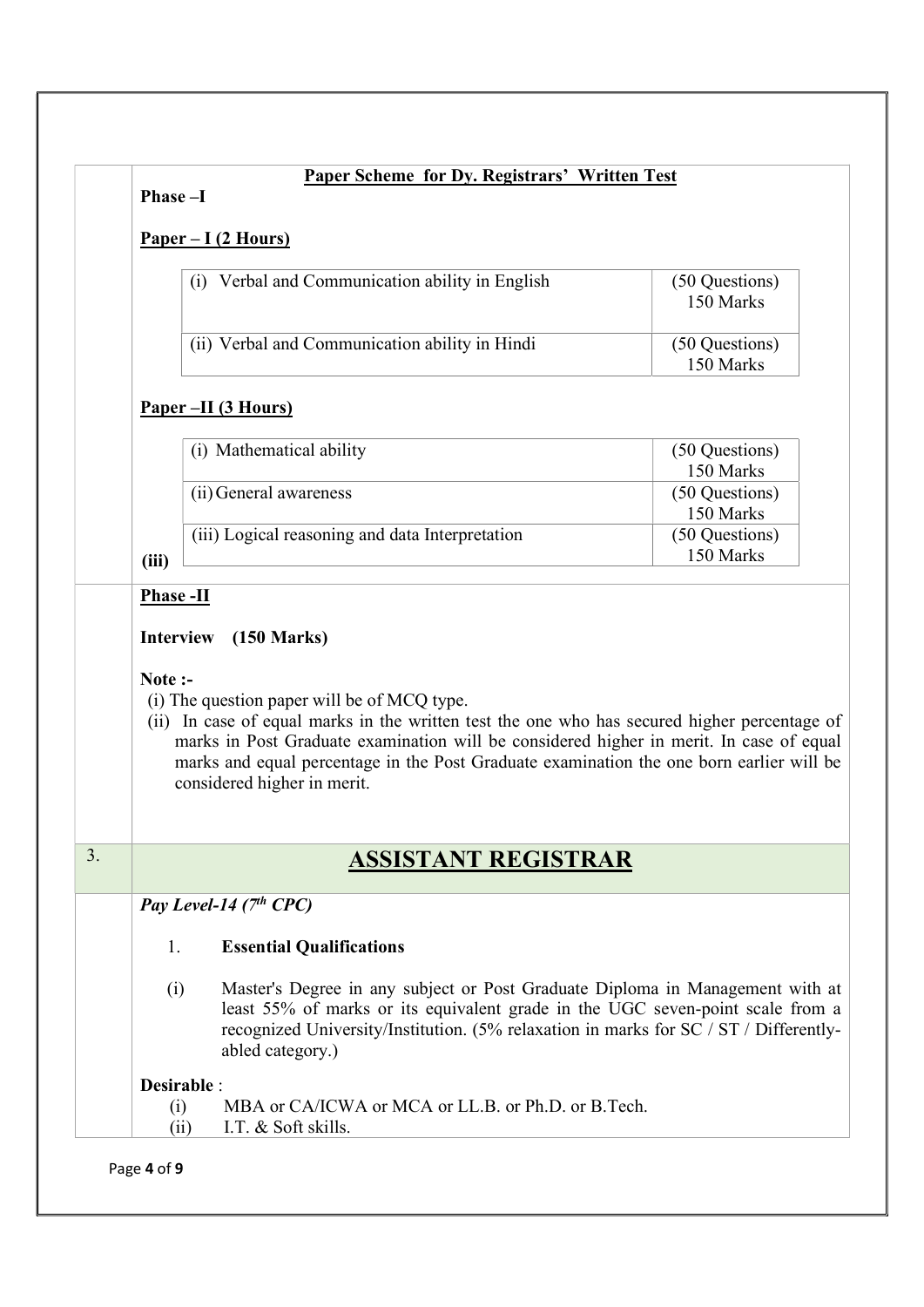**Paper Scheme for Dy. Registrars' Written Test**

**Phase –I**

**Paper – I (2 Hours)**

| | |
|---|---|
| (i) Verbal and Communication ability in English | (50 Questions) 150 Marks |
| (ii) Verbal and Communication ability in Hindi | (50 Questions) 150 Marks |

**Paper –II (3 Hours)**

| | |
|---|---|
| (i) Mathematical ability | (50 Questions) 150 Marks |
| (ii) General awareness | (50 Questions) 150 Marks |
| (iii) Logical reasoning and data Interpretation | (50 Questions) 150 Marks |

**(iii)**

**Phase -II**

**Interview (150 Marks)**

**Note :-**

(i) The question paper will be of MCQ type.

(ii) In case of equal marks in the written test the one who has secured higher percentage of marks in Post Graduate examination will be considered higher in merit. In case of equal marks and equal percentage in the Post Graduate examination the one born earlier will be considered higher in merit.

## 3. ASSISTANT REGISTRAR

*Pay Level-14 (7th CPC)*

1. **Essential Qualifications**

(i) Master's Degree in any subject or Post Graduate Diploma in Management with at least 55% of marks or its equivalent grade in the UGC seven-point scale from a recognized University/Institution. (5% relaxation in marks for SC / ST / Differently-abled category.)

**Desirable** :

(i) MBA or CA/ICWA or MCA or LL.B. or Ph.D. or B.Tech.

(ii) I.T. & Soft skills.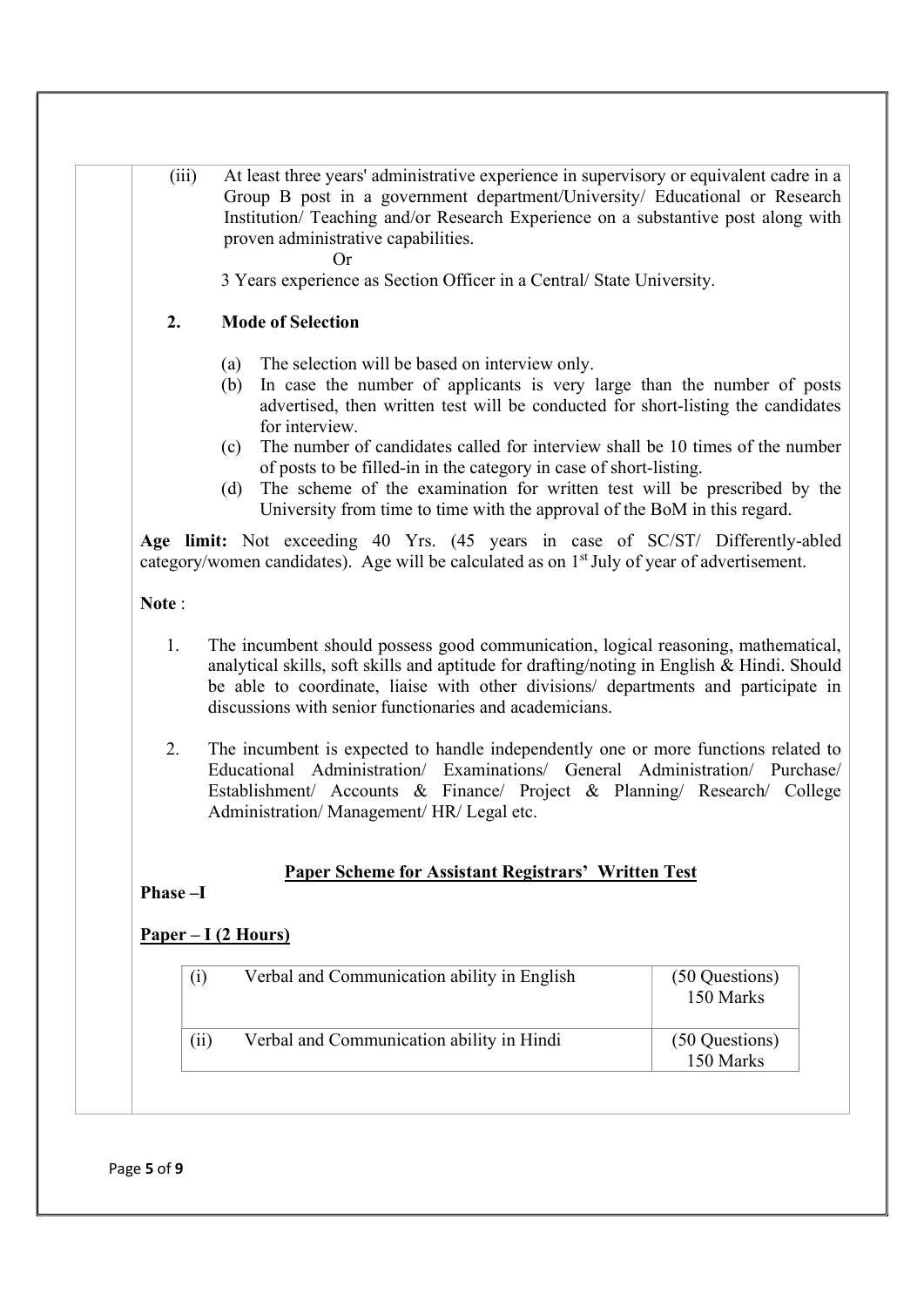(iii) At least three years' administrative experience in supervisory or equivalent cadre in a Group B post in a government department/University/ Educational or Research Institution/ Teaching and/or Research Experience on a substantive post along with proven administrative capabilities.

Or

3 Years experience as Section Officer in a Central/ State University.

**2. Mode of Selection**

(a) The selection will be based on interview only.
(b) In case the number of applicants is very large than the number of posts advertised, then written test will be conducted for short-listing the candidates for interview.
(c) The number of candidates called for interview shall be 10 times of the number of posts to be filled-in in the category in case of short-listing.
(d) The scheme of the examination for written test will be prescribed by the University from time to time with the approval of the BoM in this regard.

**Age limit:** Not exceeding 40 Yrs. (45 years in case of SC/ST/ Differently-abled category/women candidates). Age will be calculated as on 1st July of year of advertisement.

**Note** :

1. The incumbent should possess good communication, logical reasoning, mathematical, analytical skills, soft skills and aptitude for drafting/noting in English & Hindi. Should be able to coordinate, liaise with other divisions/ departments and participate in discussions with senior functionaries and academicians.

2. The incumbent is expected to handle independently one or more functions related to Educational Administration/ Examinations/ General Administration/ Purchase/ Establishment/ Accounts & Finance/ Project & Planning/ Research/ College Administration/ Management/ HR/ Legal etc.

## Paper Scheme for Assistant Registrars' Written Test

**Phase –I**

**Paper – I (2 Hours)**

| | | |
|---|---|---|
| (i) | Verbal and Communication ability in English | (50 Questions) 150 Marks |
| (ii) | Verbal and Communication ability in Hindi | (50 Questions) 150 Marks |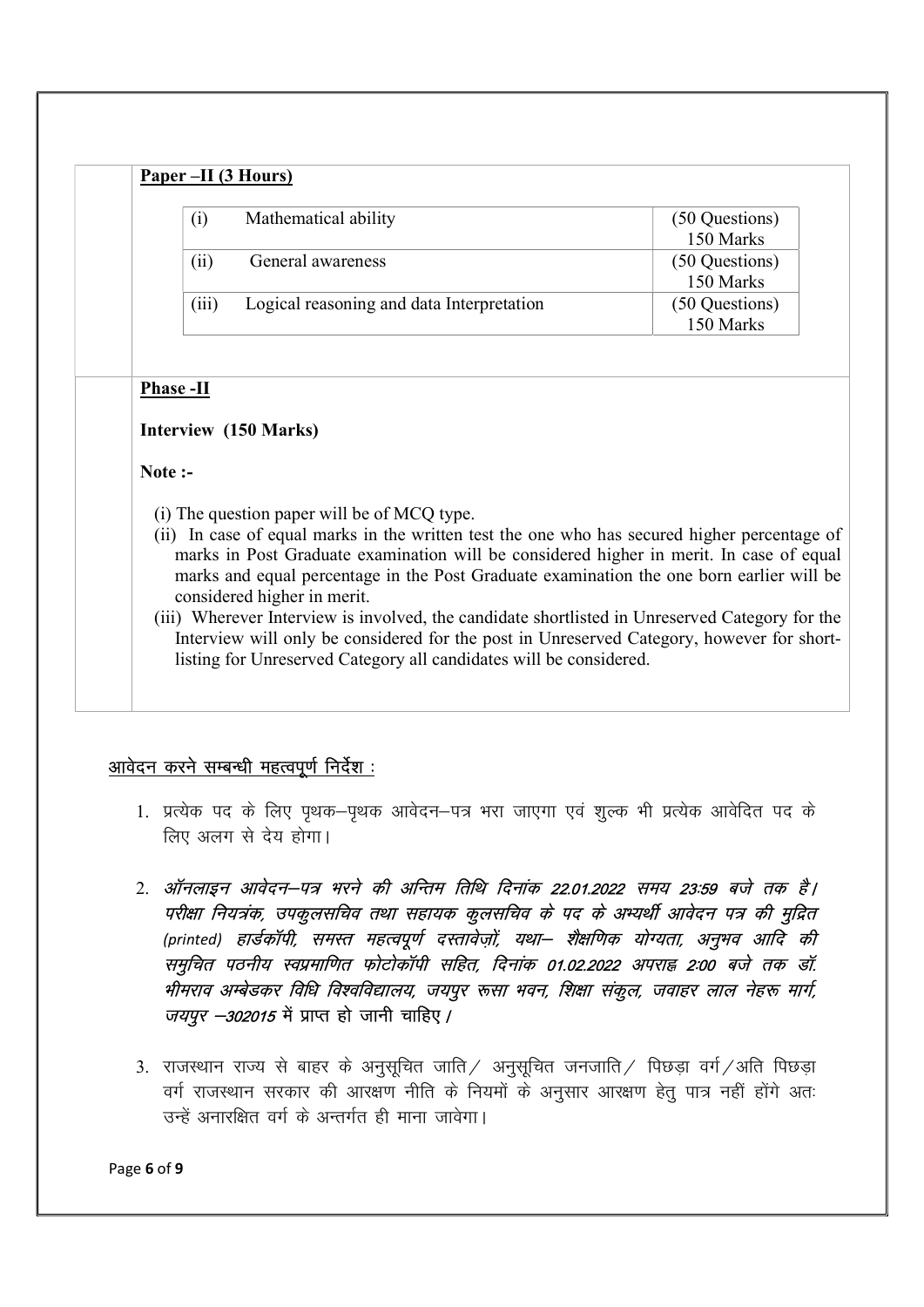**Paper –II (3 Hours)**

| (i) | Mathematical ability | (50 Questions) 150 Marks |
|---|---|---|
| (ii) | General awareness | (50 Questions) 150 Marks |
| (iii) | Logical reasoning and data Interpretation | (50 Questions) 150 Marks |

**Phase -II**

**Interview (150 Marks)**

**Note :-**

(i) The question paper will be of MCQ type.

(ii) In case of equal marks in the written test the one who has secured higher percentage of marks in Post Graduate examination will be considered higher in merit. In case of equal marks and equal percentage in the Post Graduate examination the one born earlier will be considered higher in merit.

(iii) Wherever Interview is involved, the candidate shortlisted in Unreserved Category for the Interview will only be considered for the post in Unreserved Category, however for short-listing for Unreserved Category all candidates will be considered.

<u>आवेदन करने सम्बन्धी महत्वपूर्ण निर्देश :</u>

1. प्रत्येक पद के लिए पृथक–पृथक आवेदन–पत्र भरा जाएगा एवं शुल्क भी प्रत्येक आवेदित पद के लिए अलग से देय होगा।

2. *ऑनलाइन आवेदन–पत्र भरने की अन्तिम तिथि दिनांक 22.01.2022 समय 23:59 बजे तक है। परीक्षा नियंत्रक, उपकुलसचिव तथा सहायक कुलसचिव के पद के अभ्यर्थी आवेदन पत्र की मुद्रित (printed) हार्डकॉपी, समस्त महत्वपूर्ण दस्तावेज़ों, यथा– शैक्षणिक योग्यता, अनुभव आदि की समुचित पठनीय स्वप्रमाणित फोटोकॉपी सहित, दिनांक 01.02.2022 अपराह्न 2:00 बजे तक डॉ. भीमराव अम्बेडकर विधि विश्वविद्यालय, जयपुर रूसा भवन, शिक्षा संकुल, जवाहर लाल नेहरू मार्ग, जयपुर –302015* में प्राप्त हो जानी चाहिए।

3. राजस्थान राज्य से बाहर के अनुसूचित जाति / अनुसूचित जनजाति / पिछड़ा वर्ग / अति पिछड़ा वर्ग राजस्थान सरकार की आरक्षण नीति के नियमों के अनुसार आरक्षण हेतु पात्र नहीं होंगे अतः उन्हें अनारक्षित वर्ग के अन्तर्गत ही माना जावेगा।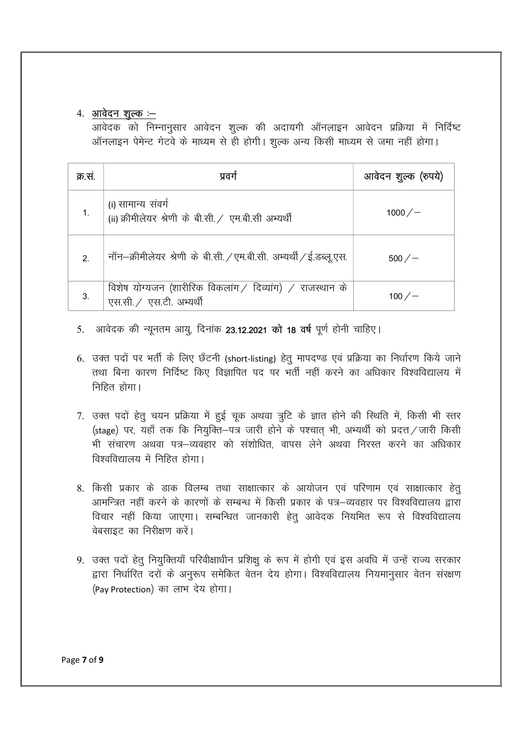4. **<u>आवेदन शुल्क :–</u>**

आवेदक को निम्नानुसार आवेदन शुल्क की अदायगी ऑनलाइन आवेदन प्रक्रिया में निर्दिष्ट ऑनलाइन पेमेन्ट गेटवे के माध्यम से ही होगी। शुल्क अन्य किसी माध्यम से जमा नहीं होगा।

| क्र.सं. | प्रवर्ग | आवेदन शुल्क (रुपये) |
|---|---|---|
| 1. | (i) सामान्य संवर्ग<br>(ii) क्रीमीलेयर श्रेणी के बी.सी. / एम.बी.सी अभ्यर्थी | 1000/– |
| 2. | नॉन–क्रीमीलेयर श्रेणी के बी.सी. / एम.बी.सी. अभ्यर्थी / ई.डब्लू.एस. | 500/– |
| 3. | विशेष योग्यजन (शारीरिक विकलांग / दिव्यांग) / राजस्थान के एस.सी. / एस.टी. अभ्यर्थी | 100/– |

5. आवेदक की न्यूनतम आयु, दिनांक **23.12.2021 को 18 वर्ष** पूर्ण होनी चाहिए।

6. उक्त पदों पर भर्ती के लिए छँटनी (short-listing) हेतु मापदण्ड एवं प्रक्रिया का निर्धारण किये जाने तथा बिना कारण निर्दिष्ट किए विज्ञापित पद पर भर्ती नहीं करने का अधिकार विश्वविद्यालय में निहित होगा।

7. उक्त पदों हेतु चयन प्रक्रिया में हुई चूक अथवा त्रुटि के ज्ञात होने की स्थिति में, किसी भी स्तर (stage) पर, यहाँ तक कि नियुक्ति–पत्र जारी होने के पश्चात् भी, अभ्यर्थी को प्रदत्त / जारी किसी भी संचारण अथवा पत्र–व्यवहार को संशोधित, वापस लेने अथवा निरस्त करने का अधिकार विश्वविद्यालय में निहित होगा।

8. किसी प्रकार के डाक विलम्ब तथा साक्षात्कार के आयोजन एवं परिणाम एवं साक्षात्कार हेतु आमन्त्रित नहीं करने के कारणों के सम्बन्ध में किसी प्रकार के पत्र–व्यवहार पर विश्वविद्यालय द्वारा विचार नहीं किया जाएगा। सम्बन्धित जानकारी हेतु आवेदक नियमित रूप से विश्वविद्यालय वेबसाइट का निरीक्षण करें।

9. उक्त पदों हेतु नियुक्तियाँ परिवीक्षाधीन प्रशिक्षु के रूप में होगी एवं इस अवधि में उन्हें राज्य सरकार द्वारा निर्धारित दरों के अनुरूप समेकित वेतन देय होगा। विश्वविद्यालय नियमानुसार वेतन संरक्षण (Pay Protection) का लाभ देय होगा।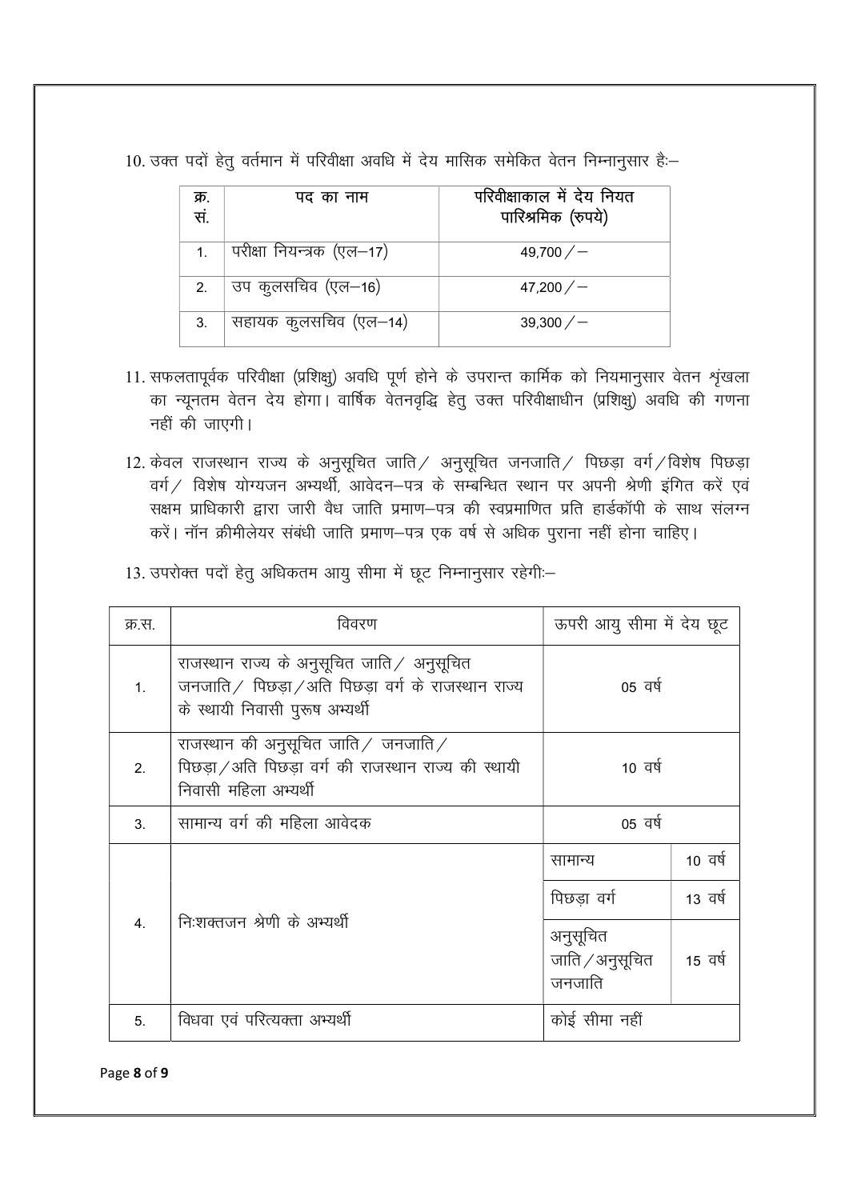10. उक्त पदों हेतु वर्तमान में परिवीक्षा अवधि में देय मासिक समेकित वेतन निम्नानुसार हैः–

| क्र. सं. | पद का नाम | परिवीक्षाकाल में देय नियत पारिश्रमिक (रुपये) |
|---|---|---|
| 1. | परीक्षा नियन्त्रक (एल–17) | 49,700/– |
| 2. | उप कुलसचिव (एल–16) | 47,200/– |
| 3. | सहायक कुलसचिव (एल–14) | 39,300/– |

11. सफलतापूर्वक परिवीक्षा (प्रशिक्षु) अवधि पूर्ण होने के उपरान्त कार्मिक को नियमानुसार वेतन श्रृंखला का न्यूनतम वेतन देय होगा। वार्षिक वेतनवृद्धि हेतु उक्त परिवीक्षाधीन (प्रशिक्षु) अवधि की गणना नहीं की जाएगी।

12. केवल राजस्थान राज्य के अनुसूचित जाति/ अनुसूचित जनजाति/ पिछड़ा वर्ग/विशेष पिछड़ा वर्ग/ विशेष योग्यजन अभ्यर्थी, आवेदन–पत्र के सम्बन्धित स्थान पर अपनी श्रेणी इंगित करें एवं सक्षम प्राधिकारी द्वारा जारी वैध जाति प्रमाण–पत्र की स्वप्रमाणित प्रति हार्डकॉपी के साथ संलग्न करें। नॉन क्रीमीलेयर संबंधी जाति प्रमाण–पत्र एक वर्ष से अधिक पुराना नहीं होना चाहिए।

13. उपरोक्त पदों हेतु अधिकतम आयु सीमा में छूट निम्नानुसार रहेगीः–

| क्र.स. | विवरण | ऊपरी आयु सीमा में देय छूट | |
|---|---|---|---|
| 1. | राजस्थान राज्य के अनुसूचित जाति/ अनुसूचित जनजाति/ पिछड़ा/अति पिछड़ा वर्ग के राजस्थान राज्य के स्थायी निवासी पुरूष अभ्यर्थी | 05 वर्ष | |
| 2. | राजस्थान की अनुसूचित जाति/ जनजाति/ पिछड़ा/अति पिछड़ा वर्ग की राजस्थान राज्य की स्थायी निवासी महिला अभ्यर्थी | 10 वर्ष | |
| 3. | सामान्य वर्ग की महिला आवेदक | 05 वर्ष | |
| 4. | निःशक्तजन श्रेणी के अभ्यर्थी | सामान्य | 10 वर्ष |
| | | पिछड़ा वर्ग | 13 वर्ष |
| | | अनुसूचित जाति/अनुसूचित जनजाति | 15 वर्ष |
| 5. | विधवा एवं परित्यक्ता अभ्यर्थी | कोई सीमा नहीं | |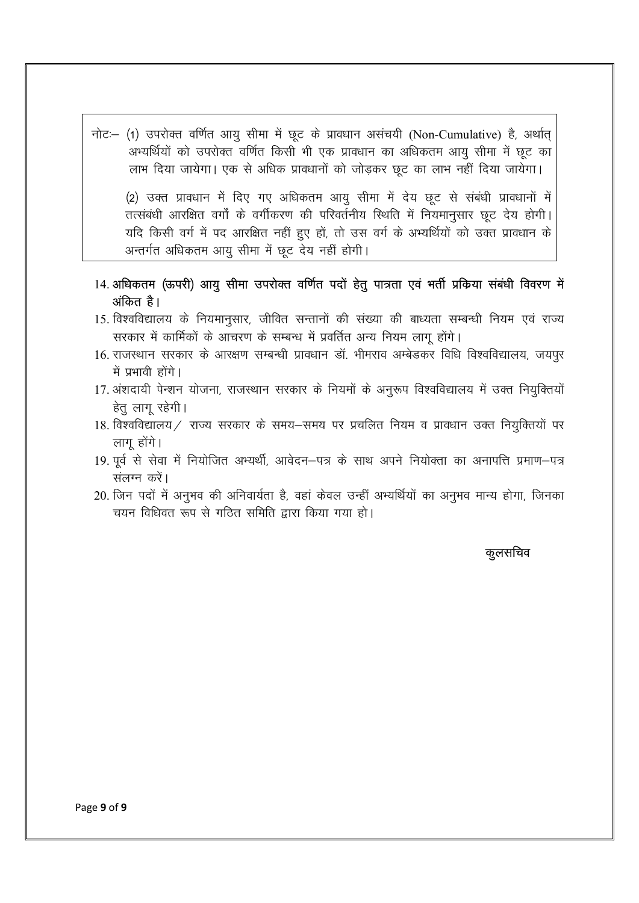नोटः– (1) उपरोक्त वर्णित आयु सीमा में छूट के प्रावधान असंचयी (Non-Cumulative) है, अर्थात् अभ्यर्थियों को उपरोक्त वर्णित किसी भी एक प्रावधान का अधिकतम आयु सीमा में छूट का लाभ दिया जायेगा। एक से अधिक प्रावधानों को जोड़कर छूट का लाभ नहीं दिया जायेगा।

(2) उक्त प्रावधान में दिए गए अधिकतम आयु सीमा में देय छूट से संबंधी प्रावधानों में तत्संबंधी आरक्षित वर्गों के वर्गीकरण की परिवर्तनीय स्थिति में नियमानुसार छूट देय होगी। यदि किसी वर्ग में पद आरक्षित नहीं हुए हों, तो उस वर्ग के अभ्यर्थियों को उक्त प्रावधान के अन्तर्गत अधिकतम आयु सीमा में छूट देय नहीं होगी।

14. **अधिकतम (ऊपरी) आयु सीमा उपरोक्त वर्णित पदों हेतु पात्रता एवं भर्ती प्रक्रिया संबंधी विवरण में अंकित है।**
15. विश्वविद्यालय के नियमानुसार, जीवित सन्तानों की संख्या की बाध्यता सम्बन्धी नियम एवं राज्य सरकार में कार्मिकों के आचरण के सम्बन्ध में प्रवर्तित अन्य नियम लागू होंगे।
16. राजस्थान सरकार के आरक्षण सम्बन्धी प्रावधान डॉ. भीमराव अम्बेडकर विधि विश्वविद्यालय, जयपुर में प्रभावी होंगे।
17. अंशदायी पेन्शन योजना, राजस्थान सरकार के नियमों के अनुरूप विश्वविद्यालय में उक्त नियुक्तियों हेतु लागू रहेगी।
18. विश्वविद्यालय / राज्य सरकार के समय–समय पर प्रचलित नियम व प्रावधान उक्त नियुक्तियों पर लागू होंगे।
19. पूर्व से सेवा में नियोजित अभ्यर्थी, आवेदन–पत्र के साथ अपने नियोक्ता का अनापत्ति प्रमाण–पत्र संलग्न करें।
20. जिन पदों में अनुभव की अनिवार्यता है, वहां केवल उन्हीं अभ्यर्थियों का अनुभव मान्य होगा, जिनका चयन विधिवत रूप से गठित समिति द्वारा किया गया हो।

कुलसचिव